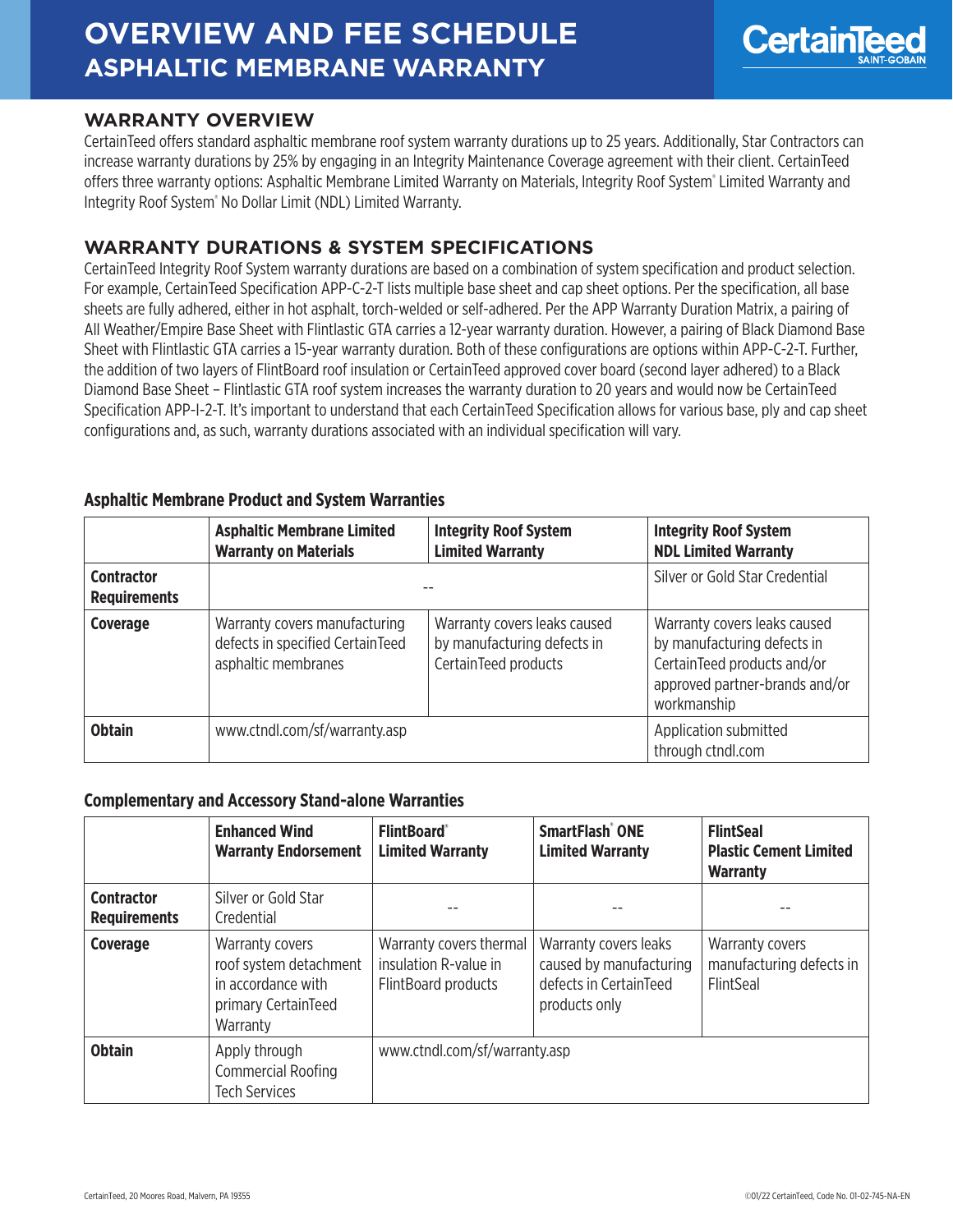# OVERVIEW AND FEE SCHEDULE
## ASPHALTIC MEMBRANE WARRANTY

## WARRANTY OVERVIEW

CertainTeed offers standard asphaltic membrane roof system warranty durations up to 25 years. Additionally, Star Contractors can increase warranty durations by 25% by engaging in an Integrity Maintenance Coverage agreement with their client. CertainTeed offers three warranty options: Asphaltic Membrane Limited Warranty on Materials, Integrity Roof System® Limited Warranty and Integrity Roof System® No Dollar Limit (NDL) Limited Warranty.

## WARRANTY DURATIONS & SYSTEM SPECIFICATIONS

CertainTeed Integrity Roof System warranty durations are based on a combination of system specification and product selection. For example, CertainTeed Specification APP-C-2-T lists multiple base sheet and cap sheet options. Per the specification, all base sheets are fully adhered, either in hot asphalt, torch-welded or self-adhered. Per the APP Warranty Duration Matrix, a pairing of All Weather/Empire Base Sheet with Flintlastic GTA carries a 12-year warranty duration. However, a pairing of Black Diamond Base Sheet with Flintlastic GTA carries a 15-year warranty duration. Both of these configurations are options within APP-C-2-T. Further, the addition of two layers of FlintBoard roof insulation or CertainTeed approved cover board (second layer adhered) to a Black Diamond Base Sheet – Flintlastic GTA roof system increases the warranty duration to 20 years and would now be CertainTeed Specification APP-I-2-T. It's important to understand that each CertainTeed Specification allows for various base, ply and cap sheet configurations and, as such, warranty durations associated with an individual specification will vary.

### Asphaltic Membrane Product and System Warranties

| | Asphaltic Membrane Limited Warranty on Materials | Integrity Roof System Limited Warranty | Integrity Roof System NDL Limited Warranty |
|---|---|---|---|
| **Contractor Requirements** | -- | | Silver or Gold Star Credential |
| **Coverage** | Warranty covers manufacturing defects in specified CertainTeed asphaltic membranes | Warranty covers leaks caused by manufacturing defects in CertainTeed products | Warranty covers leaks caused by manufacturing defects in CertainTeed products and/or approved partner-brands and/or workmanship |
| **Obtain** | www.ctndl.com/sf/warranty.asp | | Application submitted through ctndl.com |

### Complementary and Accessory Stand-alone Warranties

| | Enhanced Wind Warranty Endorsement | FlintBoard® Limited Warranty | SmartFlash® ONE Limited Warranty | FlintSeal Plastic Cement Limited Warranty |
|---|---|---|---|---|
| **Contractor Requirements** | Silver or Gold Star Credential | -- | -- | -- |
| **Coverage** | Warranty covers roof system detachment in accordance with primary CertainTeed Warranty | Warranty covers thermal insulation R-value in FlintBoard products | Warranty covers leaks caused by manufacturing defects in CertainTeed products only | Warranty covers manufacturing defects in FlintSeal |
| **Obtain** | Apply through Commercial Roofing Tech Services | www.ctndl.com/sf/warranty.asp | | |

CertainTeed, 20 Moores Road, Malvern, PA 19355

©01/22 CertainTeed, Code No. 01-02-745-NA-EN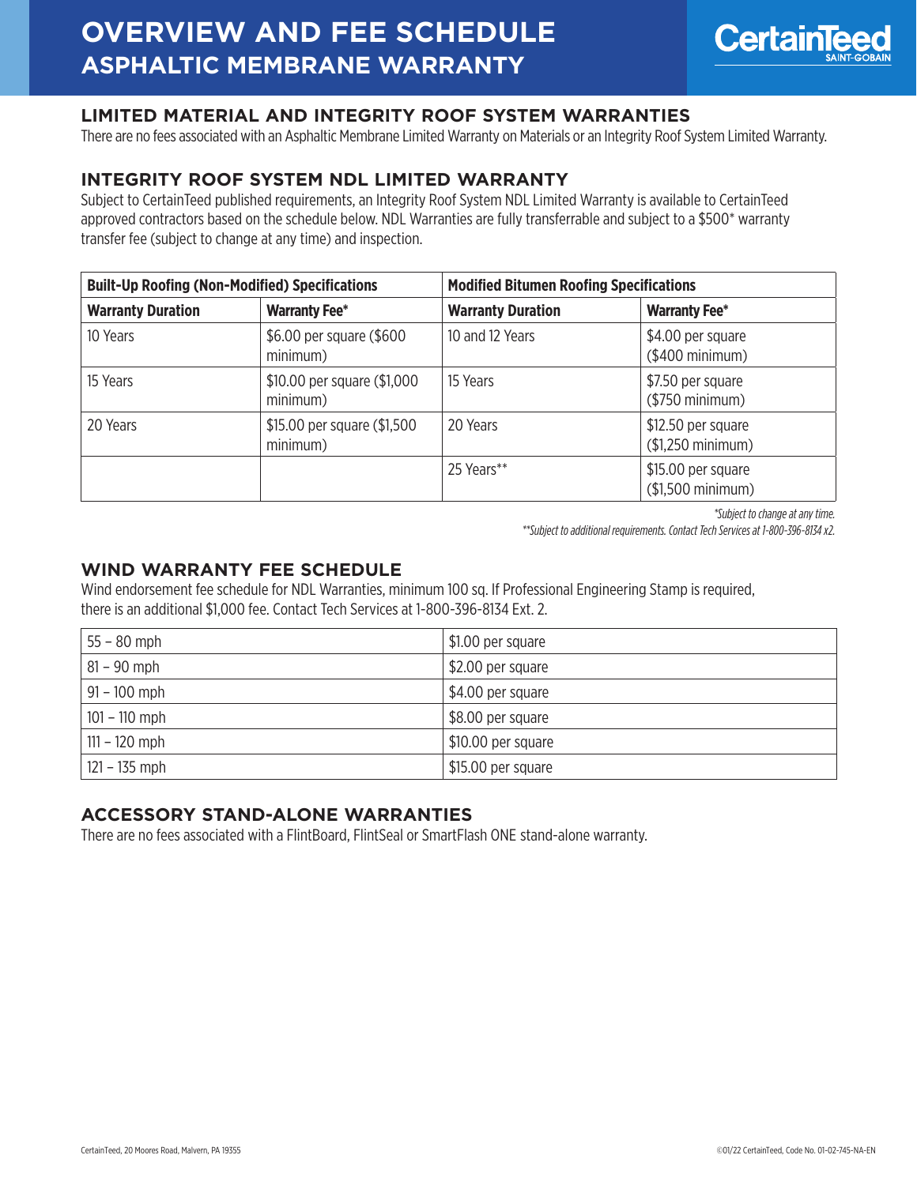# OVERVIEW AND FEE SCHEDULE
## ASPHALTIC MEMBRANE WARRANTY

### LIMITED MATERIAL AND INTEGRITY ROOF SYSTEM WARRANTIES

There are no fees associated with an Asphaltic Membrane Limited Warranty on Materials or an Integrity Roof System Limited Warranty.

### INTEGRITY ROOF SYSTEM NDL LIMITED WARRANTY

Subject to CertainTeed published requirements, an Integrity Roof System NDL Limited Warranty is available to CertainTeed approved contractors based on the schedule below. NDL Warranties are fully transferrable and subject to a $500* warranty transfer fee (subject to change at any time) and inspection.

| **Built-Up Roofing (Non-Modified) Specifications** | | **Modified Bitumen Roofing Specifications** | |
|---|---|---|---|
| **Warranty Duration** | **Warranty Fee*** | **Warranty Duration** | **Warranty Fee*** |
| 10 Years | $6.00 per square ($600 minimum) | 10 and 12 Years | $4.00 per square ($400 minimum) |
| 15 Years | $10.00 per square ($1,000 minimum) | 15 Years | $7.50 per square ($750 minimum) |
| 20 Years | $15.00 per square ($1,500 minimum) | 20 Years | $12.50 per square ($1,250 minimum) |
| | | 25 Years** | $15.00 per square ($1,500 minimum) |

*\*Subject to change at any time.*

*\*\*Subject to additional requirements. Contact Tech Services at 1-800-396-8134 x2.*

### WIND WARRANTY FEE SCHEDULE

Wind endorsement fee schedule for NDL Warranties, minimum 100 sq. If Professional Engineering Stamp is required, there is an additional $1,000 fee. Contact Tech Services at 1-800-396-8134 Ext. 2.

| | |
|---|---|
| 55 – 80 mph | $1.00 per square |
| 81 – 90 mph | $2.00 per square |
| 91 – 100 mph | $4.00 per square |
| 101 – 110 mph | $8.00 per square |
| 111 – 120 mph | $10.00 per square |
| 121 – 135 mph | $15.00 per square |

### ACCESSORY STAND-ALONE WARRANTIES

There are no fees associated with a FlintBoard, FlintSeal or SmartFlash ONE stand-alone warranty.

CertainTeed, 20 Moores Road, Malvern, PA 19355

©01/22 CertainTeed, Code No. 01-02-745-NA-EN